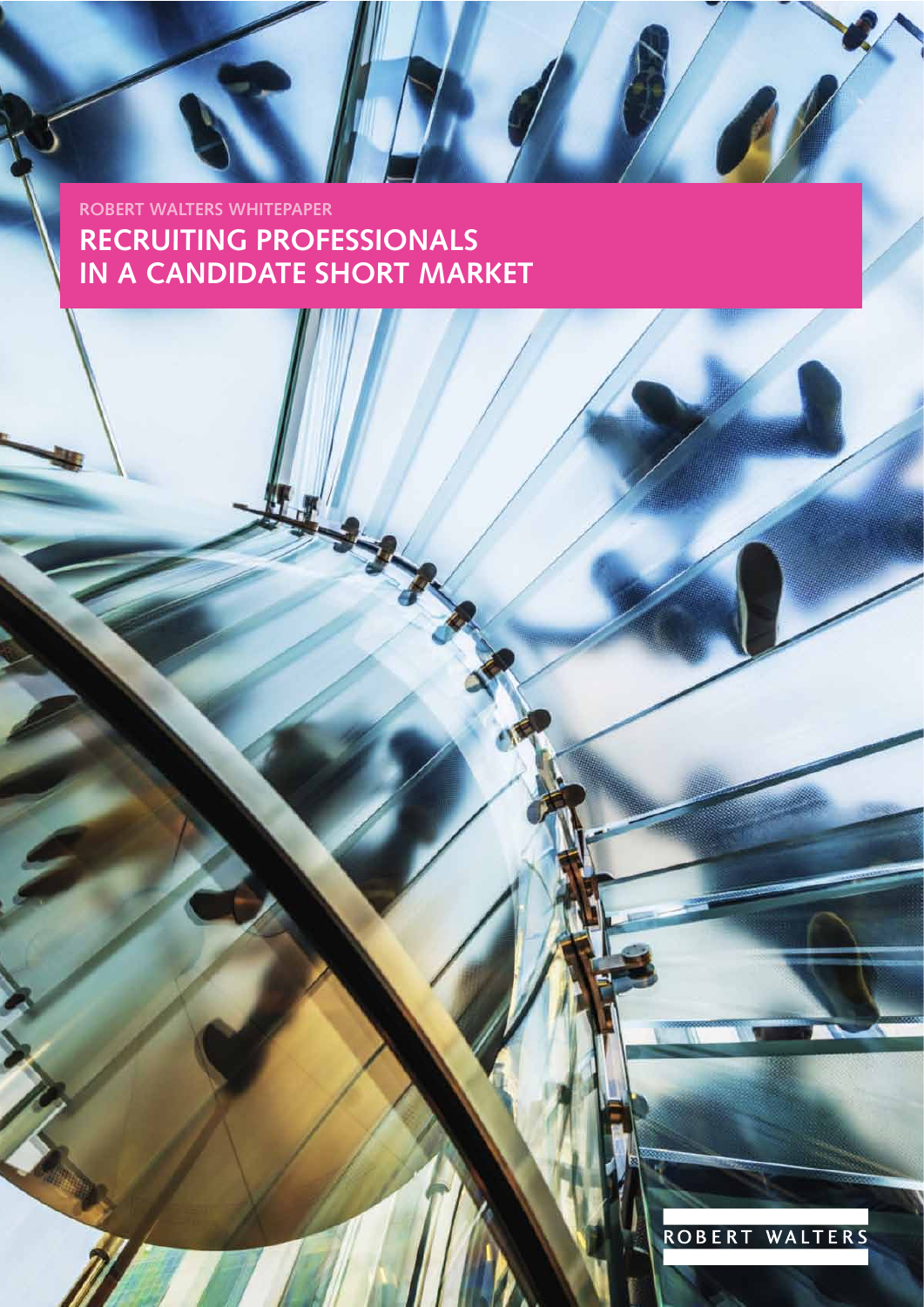ROBERT WALTERS WHITEPAPER

# RECRUITING PROFESSIONALS IN A CANDIDATE SHORT MARKET

ROBERT WALTERS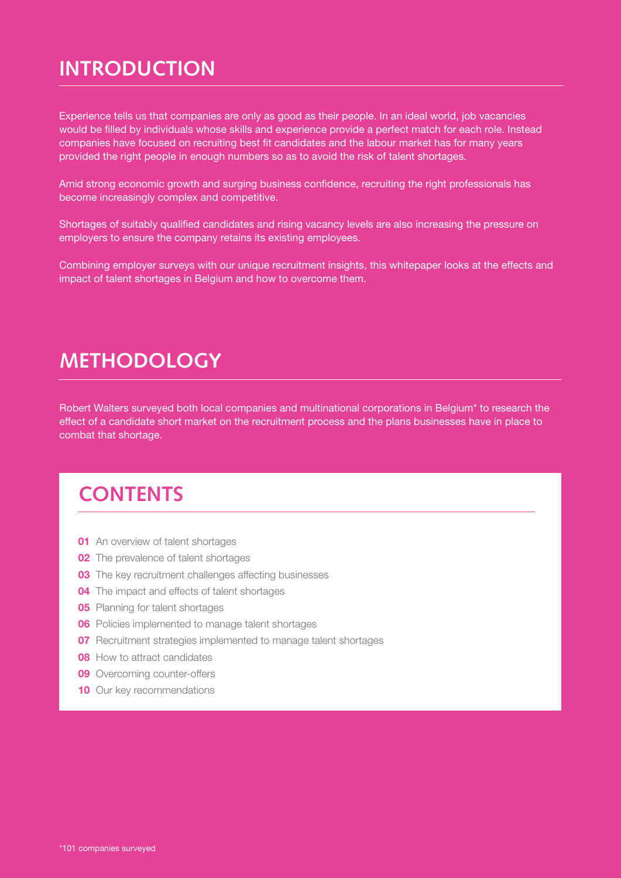## INTRODUCTION

Experience tells us that companies are only as good as their people. In an ideal world, job vacancies would be filled by individuals whose skills and experience provide a perfect match for each role. Instead companies have focused on recruiting best fit candidates and the labour market has for many years provided the right people in enough numbers so as to avoid the risk of talent shortages.

Amid strong economic growth and surging business confidence, recruiting the right professionals has become increasingly complex and competitive.

Shortages of suitably qualified candidates and rising vacancy levels are also increasing the pressure on employers to ensure the company retains its existing employees.

Combining employer surveys with our unique recruitment insights, this whitepaper looks at the effects and impact of talent shortages in Belgium and how to overcome them.

## METHODOLOGY

Robert Walters surveyed both local companies and multinational corporations in Belgium* to research the effect of a candidate short market on the recruitment process and the plans businesses have in place to combat that shortage.

## CONTENTS

**01** An overview of talent shortages
**02** The prevalence of talent shortages
**03** The key recruitment challenges affecting businesses
**04** The impact and effects of talent shortages
**05** Planning for talent shortages
**06** Policies implemented to manage talent shortages
**07** Recruitment strategies implemented to manage talent shortages
**08** How to attract candidates
**09** Overcoming counter-offers
**10** Our key recommendations

*101 companies surveyed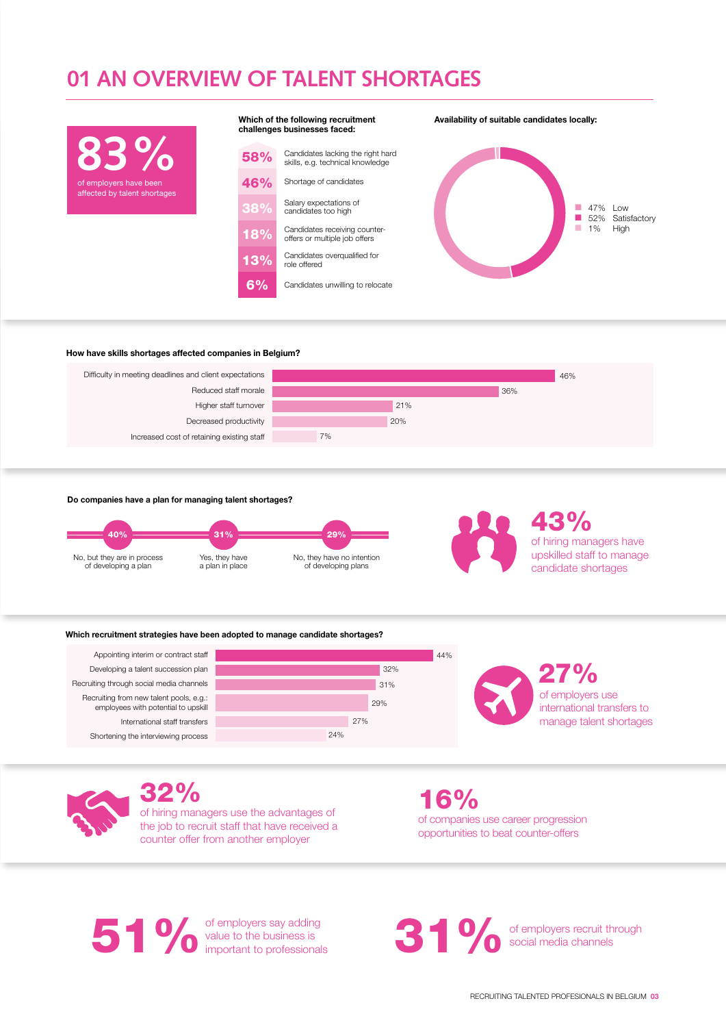# 01 AN OVERVIEW OF TALENT SHORTAGES

**83%**
of employers have been affected by talent shortages

**Which of the following recruitment challenges businesses faced:**

| % | Challenge |
|---|---|
| 58% | Candidates lacking the right hard skills, e.g. technical knowledge |
| 46% | Shortage of candidates |
| 38% | Salary expectations of candidates too high |
| 18% | Candidates receiving counter-offers or multiple job offers |
| 13% | Candidates overqualified for role offered |
| 6% | Candidates unwilling to relocate |

**Availability of suitable candidates locally:**

| % | Availability |
|---|---|
| 47% | Low |
| 52% | Satisfactory |
| 1% | High |

**How have skills shortages affected companies in Belgium?**

| Effect | % |
|---|---|
| Difficulty in meeting deadlines and client expectations | 46% |
| Reduced staff morale | 36% |
| Higher staff turnover | 21% |
| Decreased productivity | 20% |
| Increased cost of retaining existing staff | 7% |

**Do companies have a plan for managing talent shortages?**

| % | Answer |
|---|---|
| 40% | No, but they are in process of developing a plan |
| 31% | Yes, they have a plan in place |
| 29% | No, they have no intention of developing plans |

**43%**
of hiring managers have upskilled staff to manage candidate shortages

**Which recruitment strategies have been adopted to manage candidate shortages?**

| Strategy | % |
|---|---|
| Appointing interim or contract staff | 44% |
| Developing a talent succession plan | 32% |
| Recruiting through social media channels | 31% |
| Recruiting from new talent pools, e.g.: employees with potential to upskill | 29% |
| International staff transfers | 27% |
| Shortening the interviewing process | 24% |

**27%**
of employers use international transfers to manage talent shortages

**32%**
of hiring managers use the advantages of the job to recruit staff that have received a counter offer from another employer

**16%**
of companies use career progression opportunities to beat counter-offers

**51%** of employers say adding value to the business is important to professionals

**31%** of employers recruit through social media channels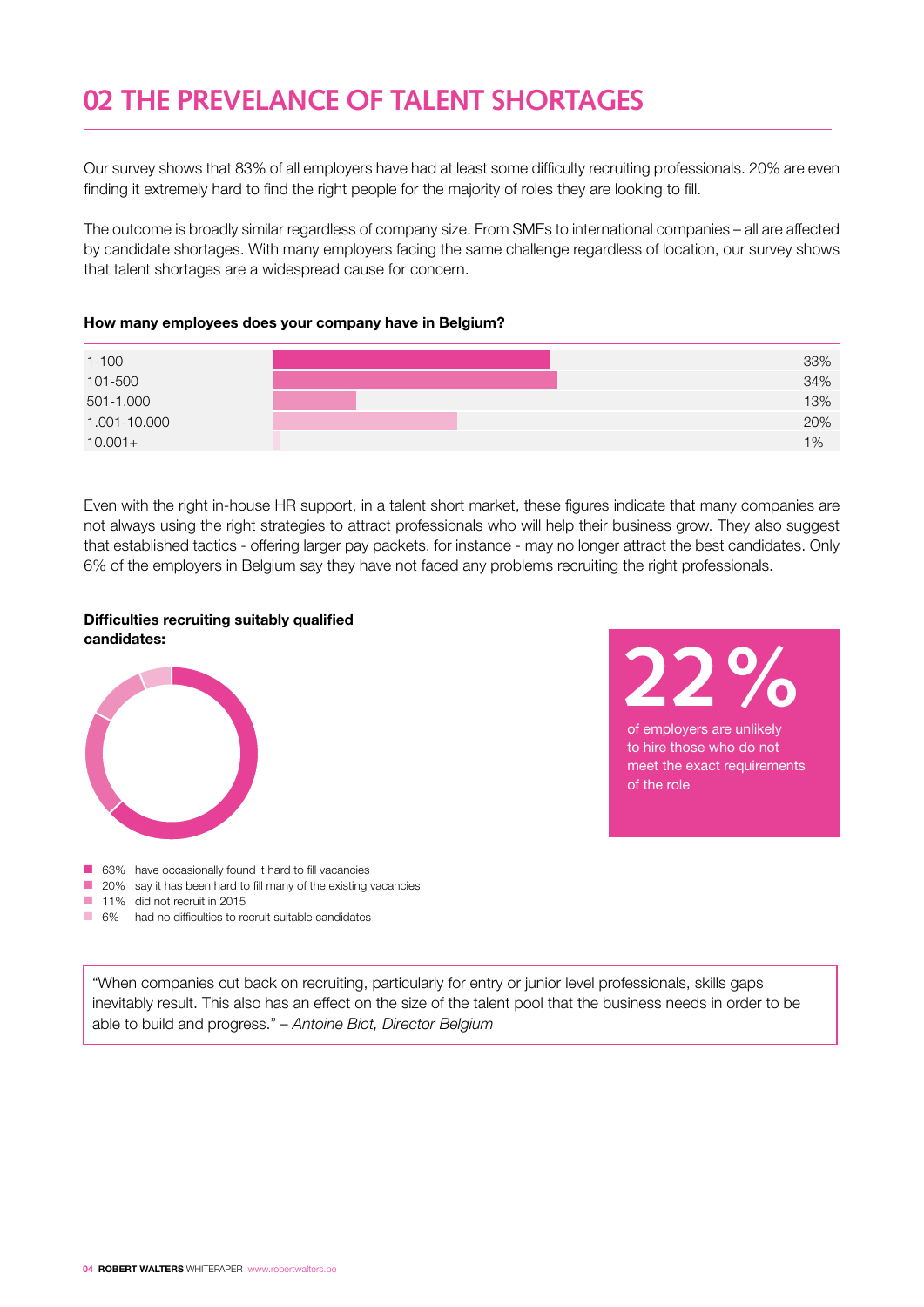# 02 THE PREVELANCE OF TALENT SHORTAGES

Our survey shows that 83% of all employers have had at least some difficulty recruiting professionals. 20% are even finding it extremely hard to find the right people for the majority of roles they are looking to fill.

The outcome is broadly similar regardless of company size. From SMEs to international companies – all are affected by candidate shortages. With many employers facing the same challenge regardless of location, our survey shows that talent shortages are a widespread cause for concern.

**How many employees does your company have in Belgium?**

| | |
|---|---|
| 1-100 | 33% |
| 101-500 | 34% |
| 501-1.000 | 13% |
| 1.001-10.000 | 20% |
| 10.001+ | 1% |

Even with the right in-house HR support, in a talent short market, these figures indicate that many companies are not always using the right strategies to attract professionals who will help their business grow. They also suggest that established tactics - offering larger pay packets, for instance - may no longer attract the best candidates. Only 6% of the employers in Belgium say they have not faced any problems recruiting the right professionals.

**Difficulties recruiting suitably qualified candidates:**

- 63% have occasionally found it hard to fill vacancies
- 20% say it has been hard to fill many of the existing vacancies
- 11% did not recruit in 2015
- 6% had no difficulties to recruit suitable candidates

**22%** of employers are unlikely to hire those who do not meet the exact requirements of the role

"When companies cut back on recruiting, particularly for entry or junior level professionals, skills gaps inevitably result. This also has an effect on the size of the talent pool that the business needs in order to be able to build and progress." – *Antoine Biot, Director Belgium*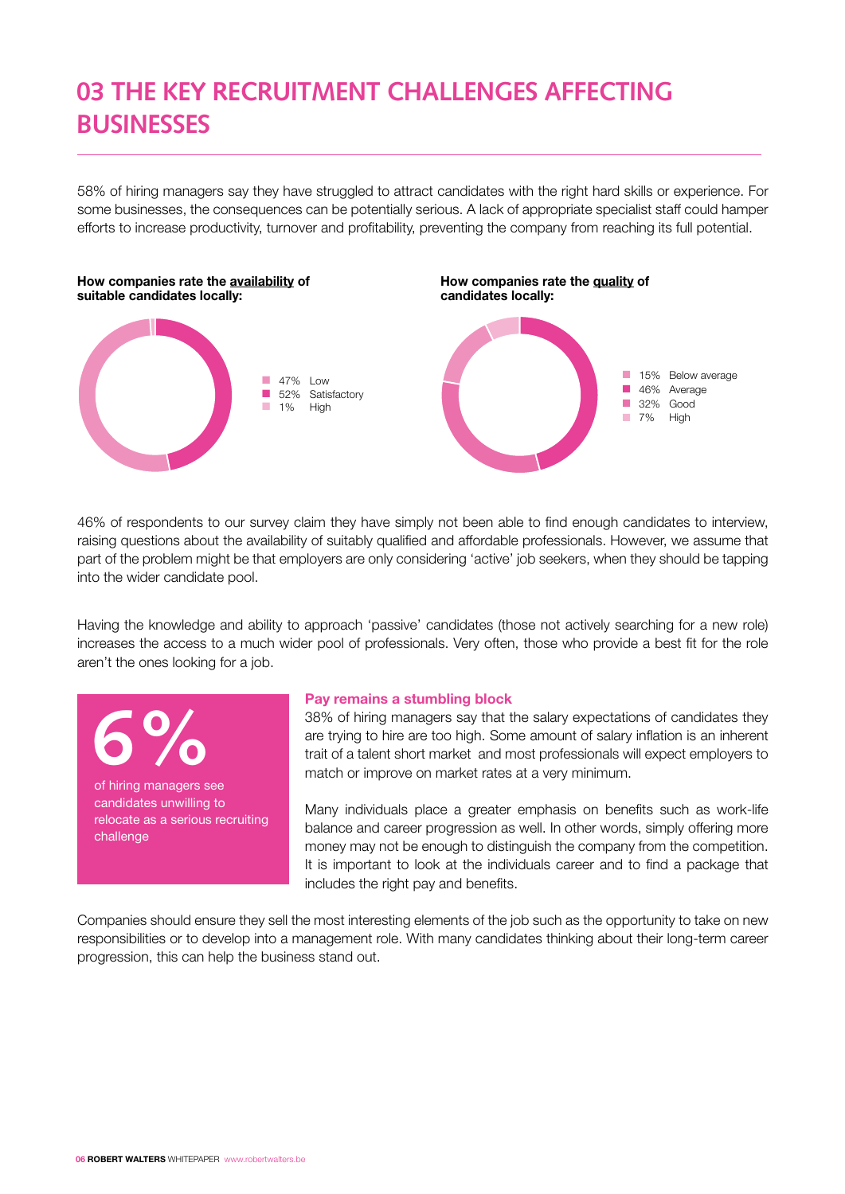# 03 THE KEY RECRUITMENT CHALLENGES AFFECTING BUSINESSES

58% of hiring managers say they have struggled to attract candidates with the right hard skills or experience. For some businesses, the consequences can be potentially serious. A lack of appropriate specialist staff could hamper efforts to increase productivity, turnover and profitability, preventing the company from reaching its full potential.

**How companies rate the availability of suitable candidates locally:**

| % | Rating |
|---|---|
| 47% | Low |
| 52% | Satisfactory |
| 1% | High |

**How companies rate the quality of candidates locally:**

| % | Rating |
|---|---|
| 15% | Below average |
| 46% | Average |
| 32% | Good |
| 7% | High |

46% of respondents to our survey claim they have simply not been able to find enough candidates to interview, raising questions about the availability of suitably qualified and affordable professionals. However, we assume that part of the problem might be that employers are only considering 'active' job seekers, when they should be tapping into the wider candidate pool.

Having the knowledge and ability to approach 'passive' candidates (those not actively searching for a new role) increases the access to a much wider pool of professionals. Very often, those who provide a best fit for the role aren't the ones looking for a job.

**6%** of hiring managers see candidates unwilling to relocate as a serious recruiting challenge

### Pay remains a stumbling block

38% of hiring managers say that the salary expectations of candidates they are trying to hire are too high. Some amount of salary inflation is an inherent trait of a talent short market and most professionals will expect employers to match or improve on market rates at a very minimum.

Many individuals place a greater emphasis on benefits such as work-life balance and career progression as well. In other words, simply offering more money may not be enough to distinguish the company from the competition. It is important to look at the individuals career and to find a package that includes the right pay and benefits.

Companies should ensure they sell the most interesting elements of the job such as the opportunity to take on new responsibilities or to develop into a management role. With many candidates thinking about their long-term career progression, this can help the business stand out.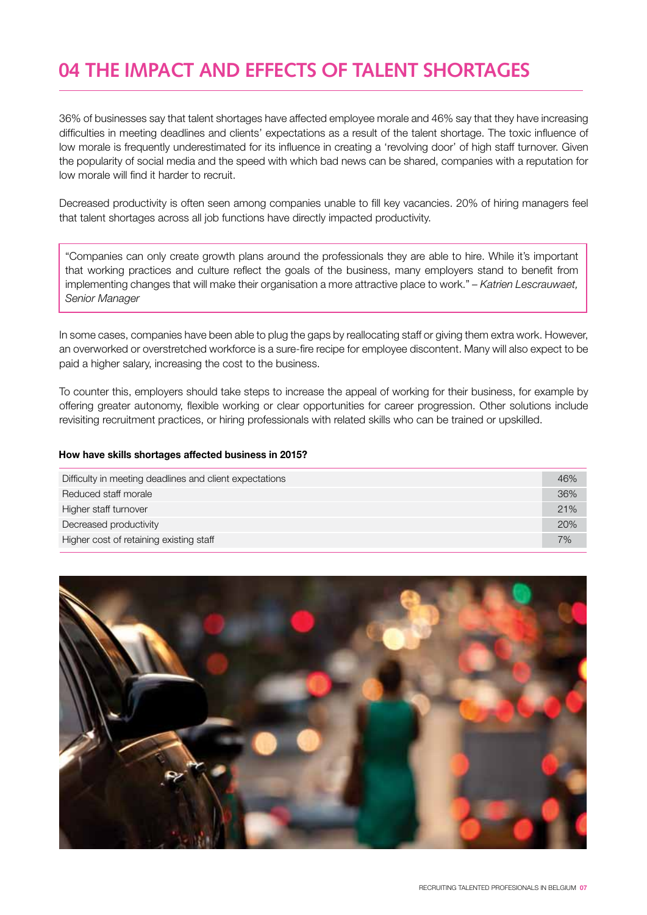# 04 THE IMPACT AND EFFECTS OF TALENT SHORTAGES

36% of businesses say that talent shortages have affected employee morale and 46% say that they have increasing difficulties in meeting deadlines and clients' expectations as a result of the talent shortage. The toxic influence of low morale is frequently underestimated for its influence in creating a 'revolving door' of high staff turnover. Given the popularity of social media and the speed with which bad news can be shared, companies with a reputation for low morale will find it harder to recruit.

Decreased productivity is often seen among companies unable to fill key vacancies. 20% of hiring managers feel that talent shortages across all job functions have directly impacted productivity.

> "Companies can only create growth plans around the professionals they are able to hire. While it's important that working practices and culture reflect the goals of the business, many employers stand to benefit from implementing changes that will make their organisation a more attractive place to work." – *Katrien Lescrauwaet, Senior Manager*

In some cases, companies have been able to plug the gaps by reallocating staff or giving them extra work. However, an overworked or overstretched workforce is a sure-fire recipe for employee discontent. Many will also expect to be paid a higher salary, increasing the cost to the business.

To counter this, employers should take steps to increase the appeal of working for their business, for example by offering greater autonomy, flexible working or clear opportunities for career progression. Other solutions include revisiting recruitment practices, or hiring professionals with related skills who can be trained or upskilled.

**How have skills shortages affected business in 2015?**

| | |
|---|---|
| Difficulty in meeting deadlines and client expectations | 46% |
| Reduced staff morale | 36% |
| Higher staff turnover | 21% |
| Decreased productivity | 20% |
| Higher cost of retaining existing staff | 7% |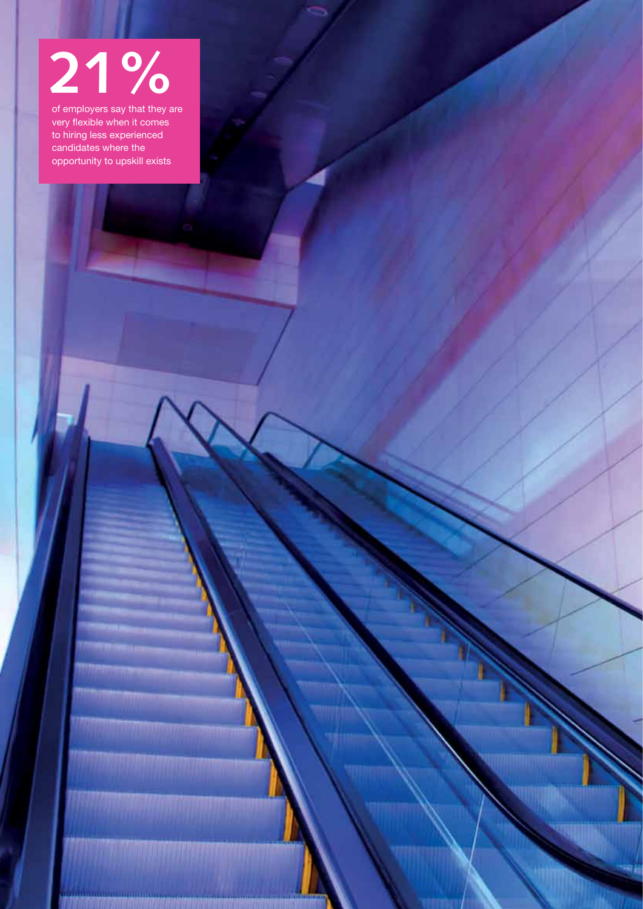# 21%

of employers say that they are very flexible when it comes to hiring less experienced candidates where the opportunity to upskill exists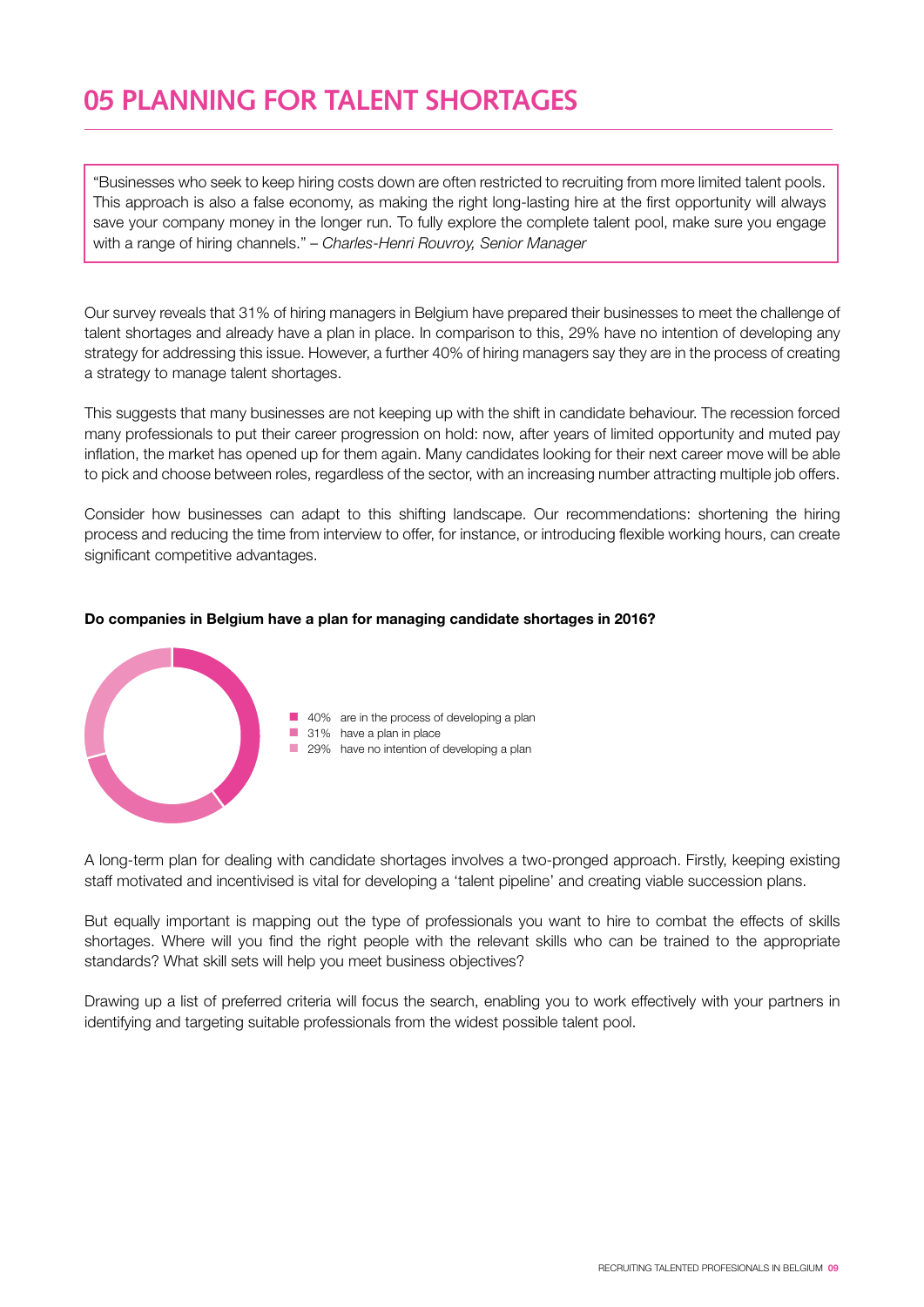# 05 PLANNING FOR TALENT SHORTAGES

> "Businesses who seek to keep hiring costs down are often restricted to recruiting from more limited talent pools. This approach is also a false economy, as making the right long-lasting hire at the first opportunity will always save your company money in the longer run. To fully explore the complete talent pool, make sure you engage with a range of hiring channels." – *Charles-Henri Rouvroy, Senior Manager*

Our survey reveals that 31% of hiring managers in Belgium have prepared their businesses to meet the challenge of talent shortages and already have a plan in place. In comparison to this, 29% have no intention of developing any strategy for addressing this issue. However, a further 40% of hiring managers say they are in the process of creating a strategy to manage talent shortages.

This suggests that many businesses are not keeping up with the shift in candidate behaviour. The recession forced many professionals to put their career progression on hold: now, after years of limited opportunity and muted pay inflation, the market has opened up for them again. Many candidates looking for their next career move will be able to pick and choose between roles, regardless of the sector, with an increasing number attracting multiple job offers.

Consider how businesses can adapt to this shifting landscape. Our recommendations: shortening the hiring process and reducing the time from interview to offer, for instance, or introducing flexible working hours, can create significant competitive advantages.

**Do companies in Belgium have a plan for managing candidate shortages in 2016?**

- 40% are in the process of developing a plan
- 31% have a plan in place
- 29% have no intention of developing a plan

A long-term plan for dealing with candidate shortages involves a two-pronged approach. Firstly, keeping existing staff motivated and incentivised is vital for developing a 'talent pipeline' and creating viable succession plans.

But equally important is mapping out the type of professionals you want to hire to combat the effects of skills shortages. Where will you find the right people with the relevant skills who can be trained to the appropriate standards? What skill sets will help you meet business objectives?

Drawing up a list of preferred criteria will focus the search, enabling you to work effectively with your partners in identifying and targeting suitable professionals from the widest possible talent pool.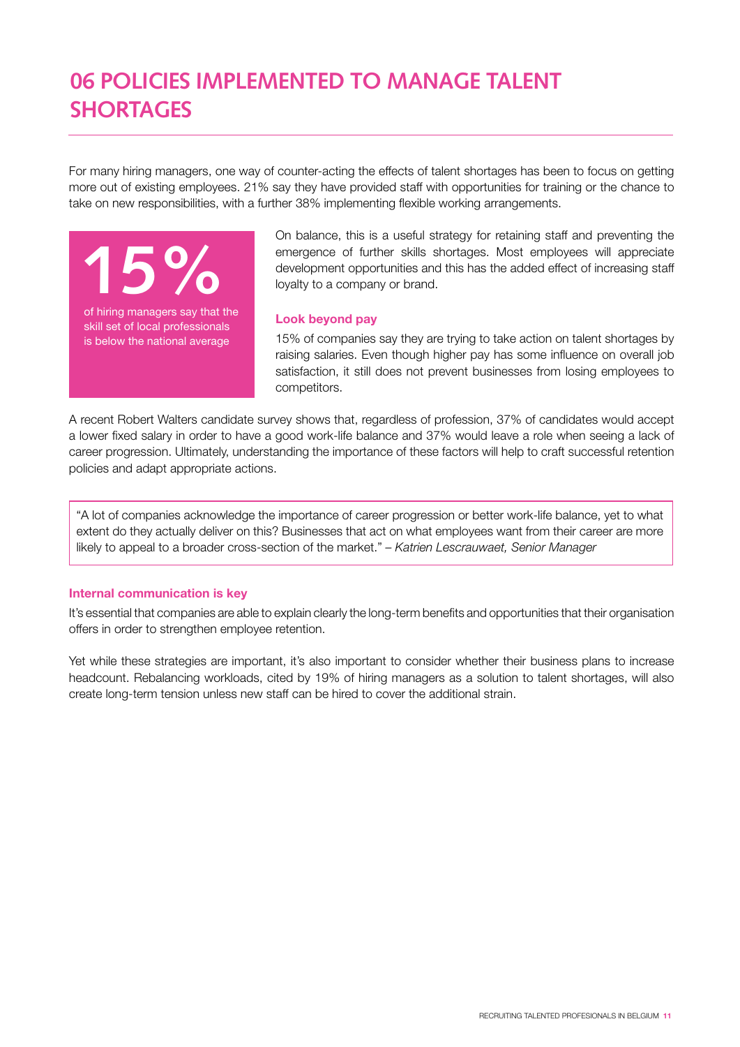# 06 POLICIES IMPLEMENTED TO MANAGE TALENT SHORTAGES

For many hiring managers, one way of counter-acting the effects of talent shortages has been to focus on getting more out of existing employees. 21% say they have provided staff with opportunities for training or the chance to take on new responsibilities, with a further 38% implementing flexible working arrangements.

**15%**

of hiring managers say that the skill set of local professionals is below the national average

On balance, this is a useful strategy for retaining staff and preventing the emergence of further skills shortages. Most employees will appreciate development opportunities and this has the added effect of increasing staff loyalty to a company or brand.

### Look beyond pay

15% of companies say they are trying to take action on talent shortages by raising salaries. Even though higher pay has some influence on overall job satisfaction, it still does not prevent businesses from losing employees to competitors.

A recent Robert Walters candidate survey shows that, regardless of profession, 37% of candidates would accept a lower fixed salary in order to have a good work-life balance and 37% would leave a role when seeing a lack of career progression. Ultimately, understanding the importance of these factors will help to craft successful retention policies and adapt appropriate actions.

> "A lot of companies acknowledge the importance of career progression or better work-life balance, yet to what extent do they actually deliver on this? Businesses that act on what employees want from their career are more likely to appeal to a broader cross-section of the market." – *Katrien Lescrauwaet, Senior Manager*

### Internal communication is key

It's essential that companies are able to explain clearly the long-term benefits and opportunities that their organisation offers in order to strengthen employee retention.

Yet while these strategies are important, it's also important to consider whether their business plans to increase headcount. Rebalancing workloads, cited by 19% of hiring managers as a solution to talent shortages, will also create long-term tension unless new staff can be hired to cover the additional strain.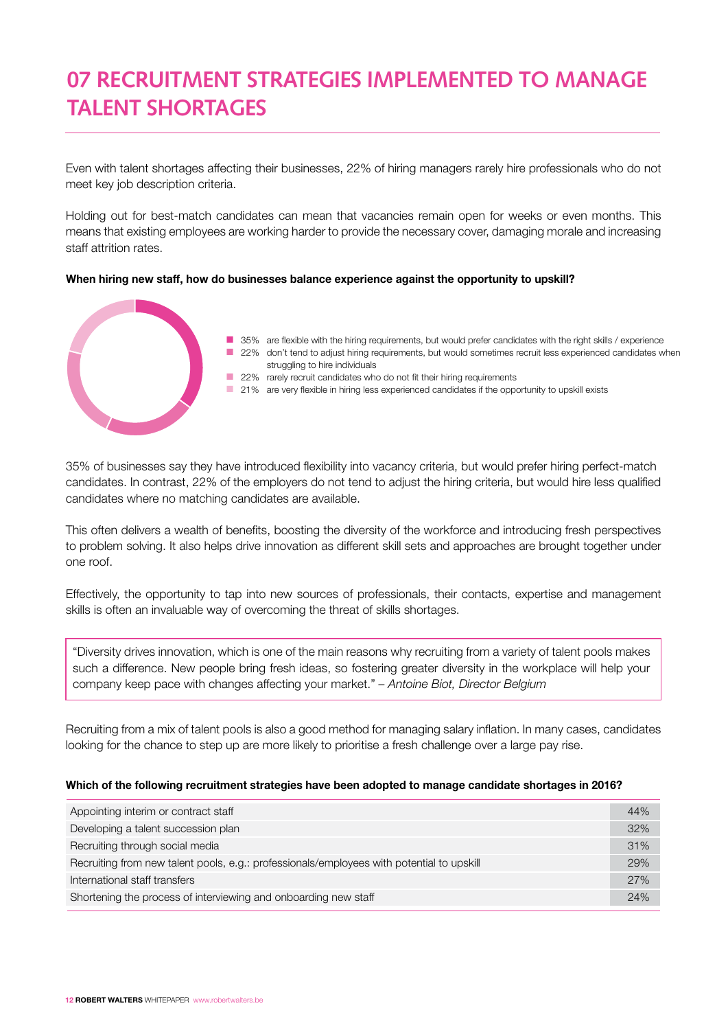# 07 RECRUITMENT STRATEGIES IMPLEMENTED TO MANAGE TALENT SHORTAGES

Even with talent shortages affecting their businesses, 22% of hiring managers rarely hire professionals who do not meet key job description criteria.

Holding out for best-match candidates can mean that vacancies remain open for weeks or even months. This means that existing employees are working harder to provide the necessary cover, damaging morale and increasing staff attrition rates.

**When hiring new staff, how do businesses balance experience against the opportunity to upskill?**

- 35% are flexible with the hiring requirements, but would prefer candidates with the right skills / experience
- 22% don't tend to adjust hiring requirements, but would sometimes recruit less experienced candidates when struggling to hire individuals
- 22% rarely recruit candidates who do not fit their hiring requirements
- 21% are very flexible in hiring less experienced candidates if the opportunity to upskill exists

35% of businesses say they have introduced flexibility into vacancy criteria, but would prefer hiring perfect-match candidates. In contrast, 22% of the employers do not tend to adjust the hiring criteria, but would hire less qualified candidates where no matching candidates are available.

This often delivers a wealth of benefits, boosting the diversity of the workforce and introducing fresh perspectives to problem solving. It also helps drive innovation as different skill sets and approaches are brought together under one roof.

Effectively, the opportunity to tap into new sources of professionals, their contacts, expertise and management skills is often an invaluable way of overcoming the threat of skills shortages.

> "Diversity drives innovation, which is one of the main reasons why recruiting from a variety of talent pools makes such a difference. New people bring fresh ideas, so fostering greater diversity in the workplace will help your company keep pace with changes affecting your market." – *Antoine Biot, Director Belgium*

Recruiting from a mix of talent pools is also a good method for managing salary inflation. In many cases, candidates looking for the chance to step up are more likely to prioritise a fresh challenge over a large pay rise.

**Which of the following recruitment strategies have been adopted to manage candidate shortages in 2016?**

| Strategy | % |
|---|---|
| Appointing interim or contract staff | 44% |
| Developing a talent succession plan | 32% |
| Recruiting through social media | 31% |
| Recruiting from new talent pools, e.g.: professionals/employees with potential to upskill | 29% |
| International staff transfers | 27% |
| Shortening the process of interviewing and onboarding new staff | 24% |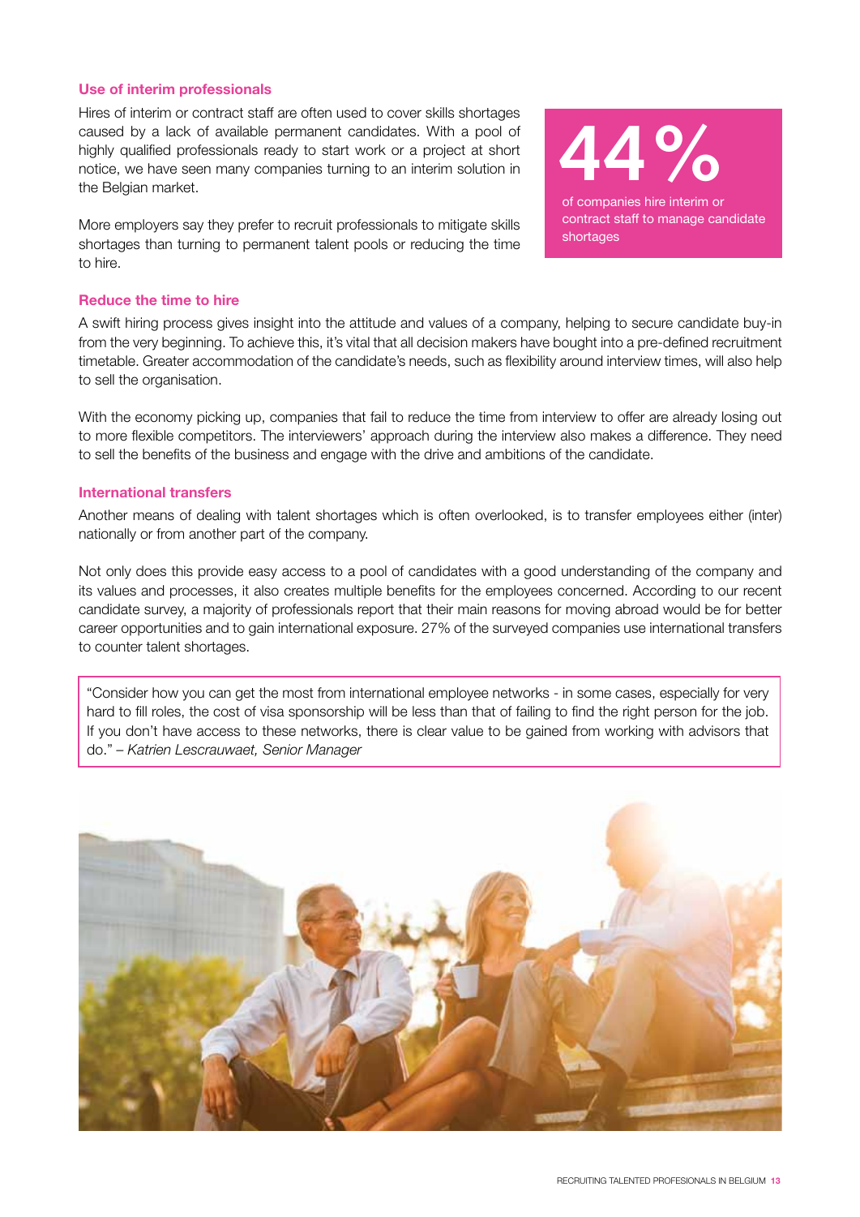### Use of interim professionals

Hires of interim or contract staff are often used to cover skills shortages caused by a lack of available permanent candidates. With a pool of highly qualified professionals ready to start work or a project at short notice, we have seen many companies turning to an interim solution in the Belgian market.

More employers say they prefer to recruit professionals to mitigate skills shortages than turning to permanent talent pools or reducing the time to hire.

**44%**

of companies hire interim or contract staff to manage candidate shortages

### Reduce the time to hire

A swift hiring process gives insight into the attitude and values of a company, helping to secure candidate buy-in from the very beginning. To achieve this, it's vital that all decision makers have bought into a pre-defined recruitment timetable. Greater accommodation of the candidate's needs, such as flexibility around interview times, will also help to sell the organisation.

With the economy picking up, companies that fail to reduce the time from interview to offer are already losing out to more flexible competitors. The interviewers' approach during the interview also makes a difference. They need to sell the benefits of the business and engage with the drive and ambitions of the candidate.

### International transfers

Another means of dealing with talent shortages which is often overlooked, is to transfer employees either (inter) nationally or from another part of the company.

Not only does this provide easy access to a pool of candidates with a good understanding of the company and its values and processes, it also creates multiple benefits for the employees concerned. According to our recent candidate survey, a majority of professionals report that their main reasons for moving abroad would be for better career opportunities and to gain international exposure. 27% of the surveyed companies use international transfers to counter talent shortages.

> "Consider how you can get the most from international employee networks - in some cases, especially for very hard to fill roles, the cost of visa sponsorship will be less than that of failing to find the right person for the job. If you don't have access to these networks, there is clear value to be gained from working with advisors that do." – *Katrien Lescrauwaet, Senior Manager*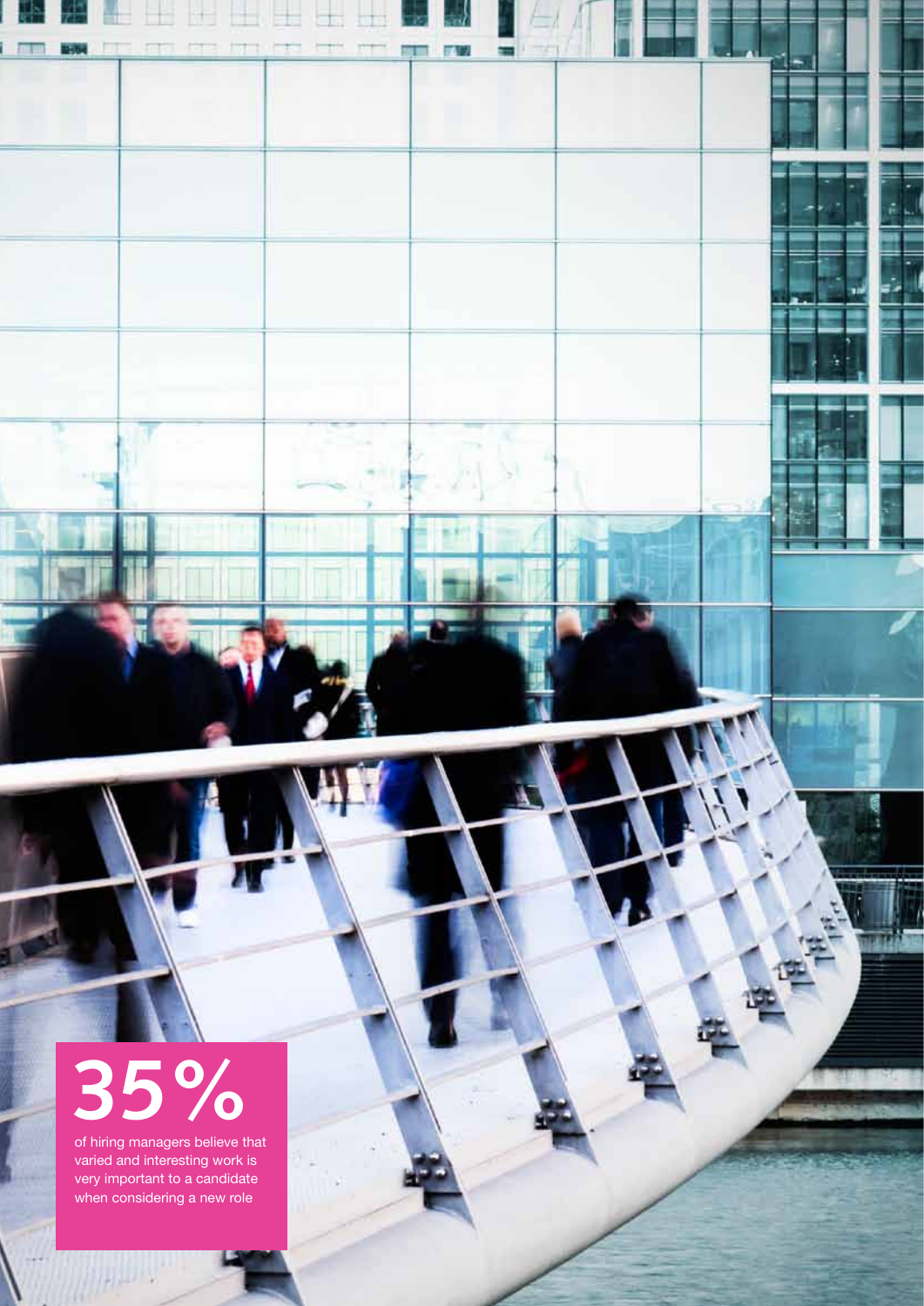# 35%

of hiring managers believe that varied and interesting work is very important to a candidate when considering a new role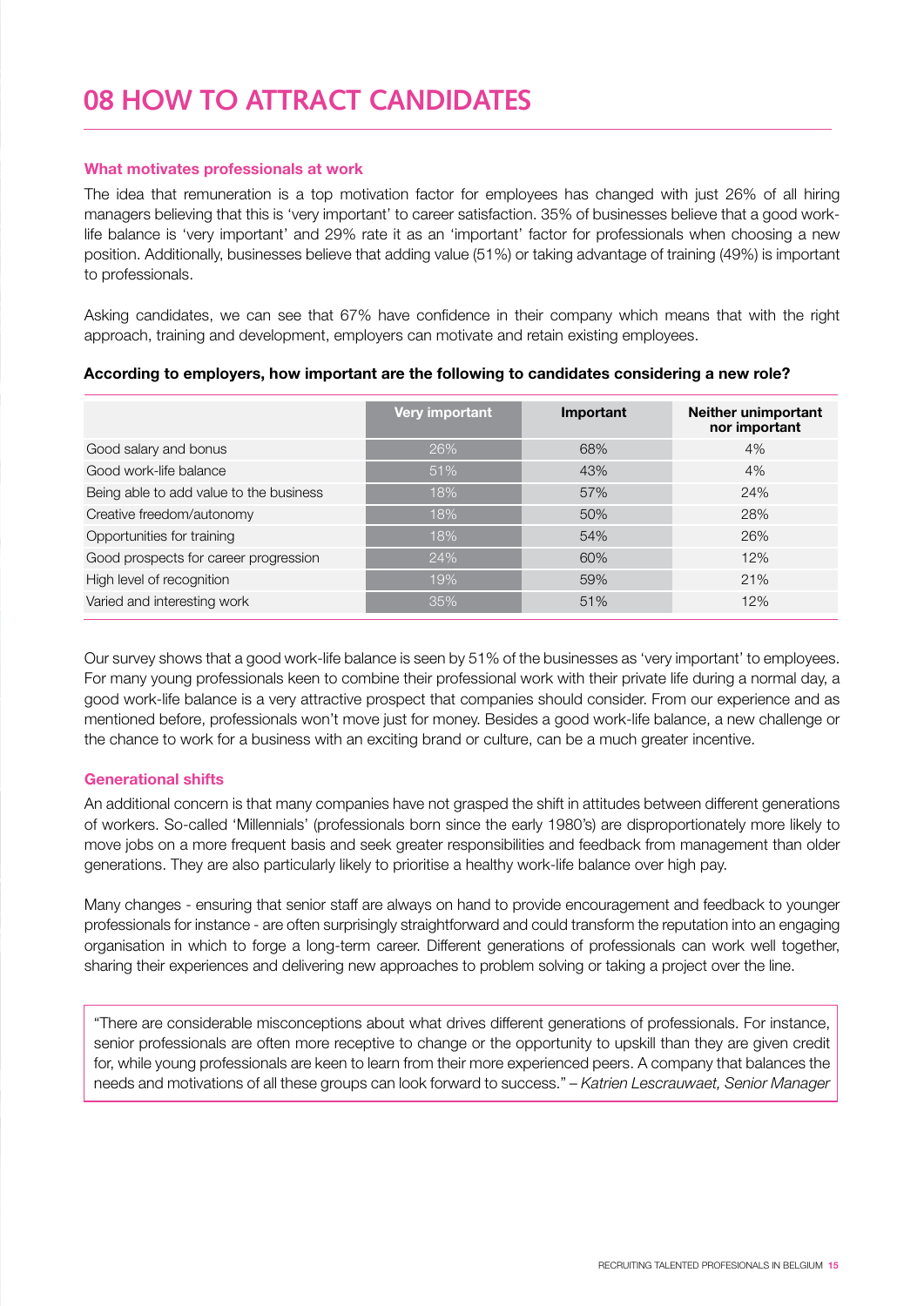# 08 HOW TO ATTRACT CANDIDATES

### What motivates professionals at work

The idea that remuneration is a top motivation factor for employees has changed with just 26% of all hiring managers believing that this is 'very important' to career satisfaction. 35% of businesses believe that a good work-life balance is 'very important' and 29% rate it as an 'important' factor for professionals when choosing a new position. Additionally, businesses believe that adding value (51%) or taking advantage of training (49%) is important to professionals.

Asking candidates, we can see that 67% have confidence in their company which means that with the right approach, training and development, employers can motivate and retain existing employees.

**According to employers, how important are the following to candidates considering a new role?**

| | Very important | Important | Neither unimportant nor important |
|---|---|---|---|
| Good salary and bonus | 26% | 68% | 4% |
| Good work-life balance | 51% | 43% | 4% |
| Being able to add value to the business | 18% | 57% | 24% |
| Creative freedom/autonomy | 18% | 50% | 28% |
| Opportunities for training | 18% | 54% | 26% |
| Good prospects for career progression | 24% | 60% | 12% |
| High level of recognition | 19% | 59% | 21% |
| Varied and interesting work | 35% | 51% | 12% |

Our survey shows that a good work-life balance is seen by 51% of the businesses as 'very important' to employees. For many young professionals keen to combine their professional work with their private life during a normal day, a good work-life balance is a very attractive prospect that companies should consider. From our experience and as mentioned before, professionals won't move just for money. Besides a good work-life balance, a new challenge or the chance to work for a business with an exciting brand or culture, can be a much greater incentive.

### Generational shifts

An additional concern is that many companies have not grasped the shift in attitudes between different generations of workers. So-called 'Millennials' (professionals born since the early 1980's) are disproportionately more likely to move jobs on a more frequent basis and seek greater responsibilities and feedback from management than older generations. They are also particularly likely to prioritise a healthy work-life balance over high pay.

Many changes - ensuring that senior staff are always on hand to provide encouragement and feedback to younger professionals for instance - are often surprisingly straightforward and could transform the reputation into an engaging organisation in which to forge a long-term career. Different generations of professionals can work well together, sharing their experiences and delivering new approaches to problem solving or taking a project over the line.

> "There are considerable misconceptions about what drives different generations of professionals. For instance, senior professionals are often more receptive to change or the opportunity to upskill than they are given credit for, while young professionals are keen to learn from their more experienced peers. A company that balances the needs and motivations of all these groups can look forward to success." – *Katrien Lescrauwaet, Senior Manager*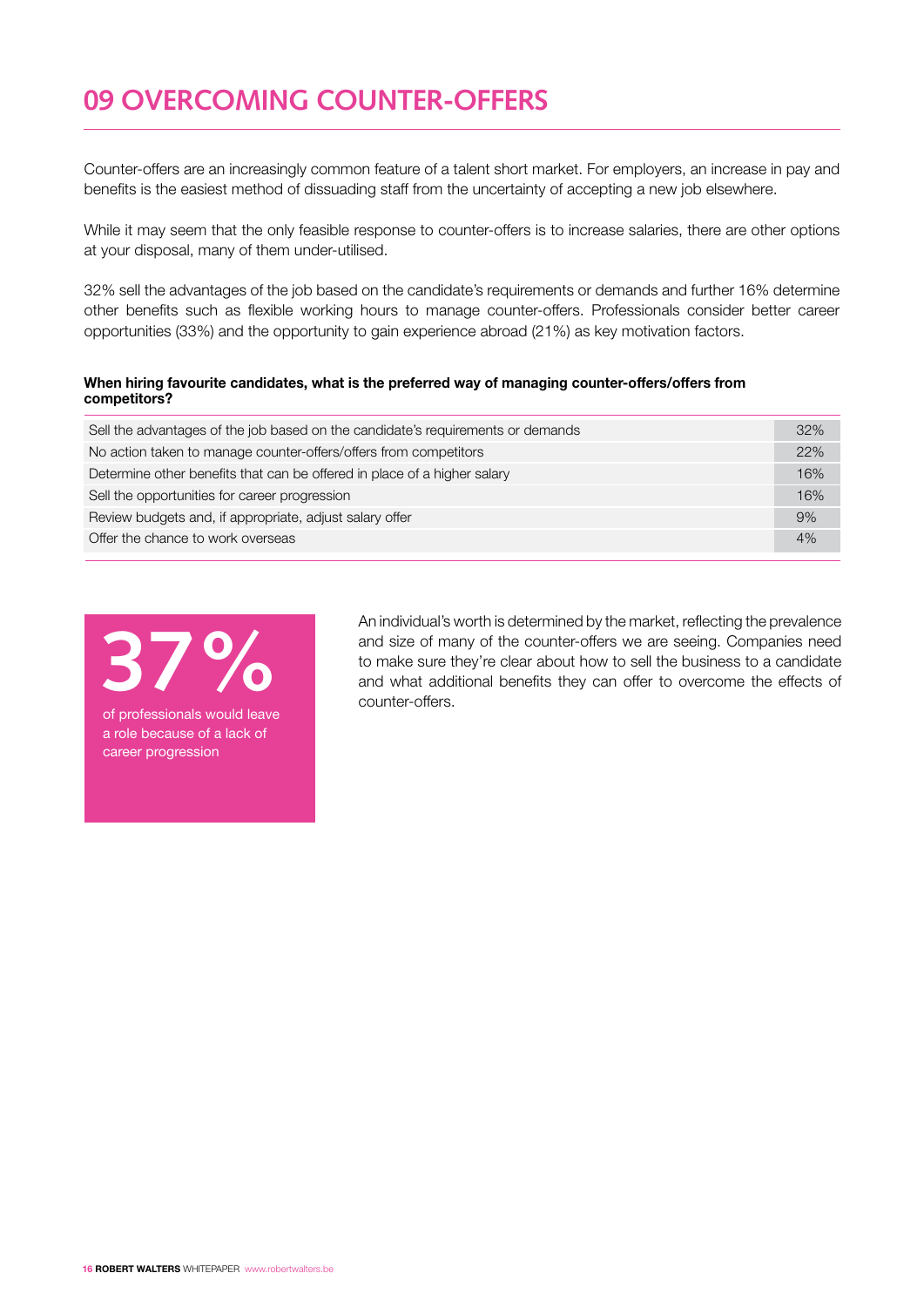# 09 OVERCOMING COUNTER-OFFERS

Counter-offers are an increasingly common feature of a talent short market. For employers, an increase in pay and benefits is the easiest method of dissuading staff from the uncertainty of accepting a new job elsewhere.

While it may seem that the only feasible response to counter-offers is to increase salaries, there are other options at your disposal, many of them under-utilised.

32% sell the advantages of the job based on the candidate's requirements or demands and further 16% determine other benefits such as flexible working hours to manage counter-offers. Professionals consider better career opportunities (33%) and the opportunity to gain experience abroad (21%) as key motivation factors.

**When hiring favourite candidates, what is the preferred way of managing counter-offers/offers from competitors?**

| | |
|---|---|
| Sell the advantages of the job based on the candidate's requirements or demands | 32% |
| No action taken to manage counter-offers/offers from competitors | 22% |
| Determine other benefits that can be offered in place of a higher salary | 16% |
| Sell the opportunities for career progression | 16% |
| Review budgets and, if appropriate, adjust salary offer | 9% |
| Offer the chance to work overseas | 4% |

**37%**

of professionals would leave a role because of a lack of career progression

An individual's worth is determined by the market, reflecting the prevalence and size of many of the counter-offers we are seeing. Companies need to make sure they're clear about how to sell the business to a candidate and what additional benefits they can offer to overcome the effects of counter-offers.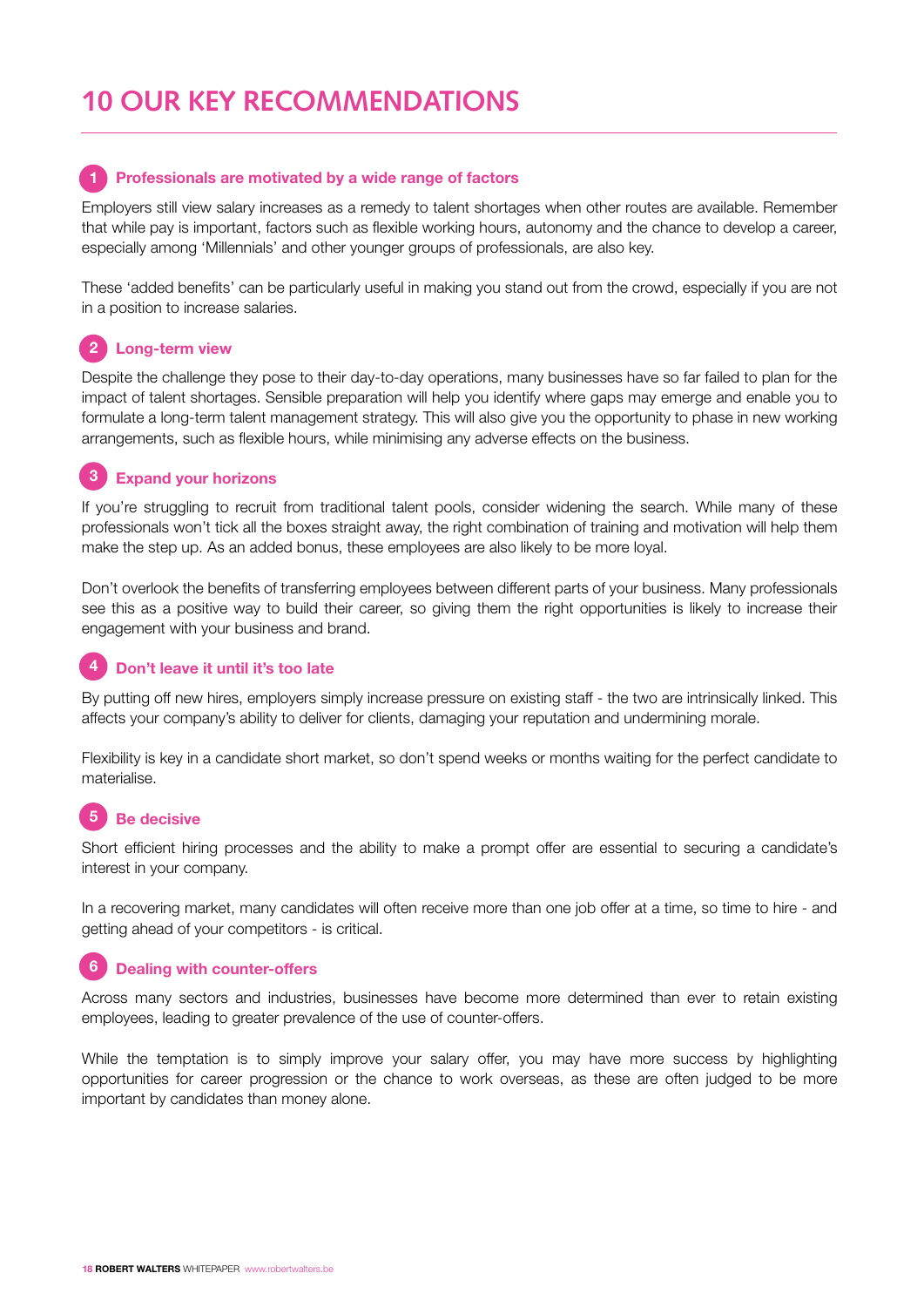# 10 OUR KEY RECOMMENDATIONS

### 1 Professionals are motivated by a wide range of factors

Employers still view salary increases as a remedy to talent shortages when other routes are available. Remember that while pay is important, factors such as flexible working hours, autonomy and the chance to develop a career, especially among 'Millennials' and other younger groups of professionals, are also key.

These 'added benefits' can be particularly useful in making you stand out from the crowd, especially if you are not in a position to increase salaries.

### 2 Long-term view

Despite the challenge they pose to their day-to-day operations, many businesses have so far failed to plan for the impact of talent shortages. Sensible preparation will help you identify where gaps may emerge and enable you to formulate a long-term talent management strategy. This will also give you the opportunity to phase in new working arrangements, such as flexible hours, while minimising any adverse effects on the business.

### 3 Expand your horizons

If you're struggling to recruit from traditional talent pools, consider widening the search. While many of these professionals won't tick all the boxes straight away, the right combination of training and motivation will help them make the step up. As an added bonus, these employees are also likely to be more loyal.

Don't overlook the benefits of transferring employees between different parts of your business. Many professionals see this as a positive way to build their career, so giving them the right opportunities is likely to increase their engagement with your business and brand.

### 4 Don't leave it until it's too late

By putting off new hires, employers simply increase pressure on existing staff - the two are intrinsically linked. This affects your company's ability to deliver for clients, damaging your reputation and undermining morale.

Flexibility is key in a candidate short market, so don't spend weeks or months waiting for the perfect candidate to materialise.

### 5 Be decisive

Short efficient hiring processes and the ability to make a prompt offer are essential to securing a candidate's interest in your company.

In a recovering market, many candidates will often receive more than one job offer at a time, so time to hire - and getting ahead of your competitors - is critical.

### 6 Dealing with counter-offers

Across many sectors and industries, businesses have become more determined than ever to retain existing employees, leading to greater prevalence of the use of counter-offers.

While the temptation is to simply improve your salary offer, you may have more success by highlighting opportunities for career progression or the chance to work overseas, as these are often judged to be more important by candidates than money alone.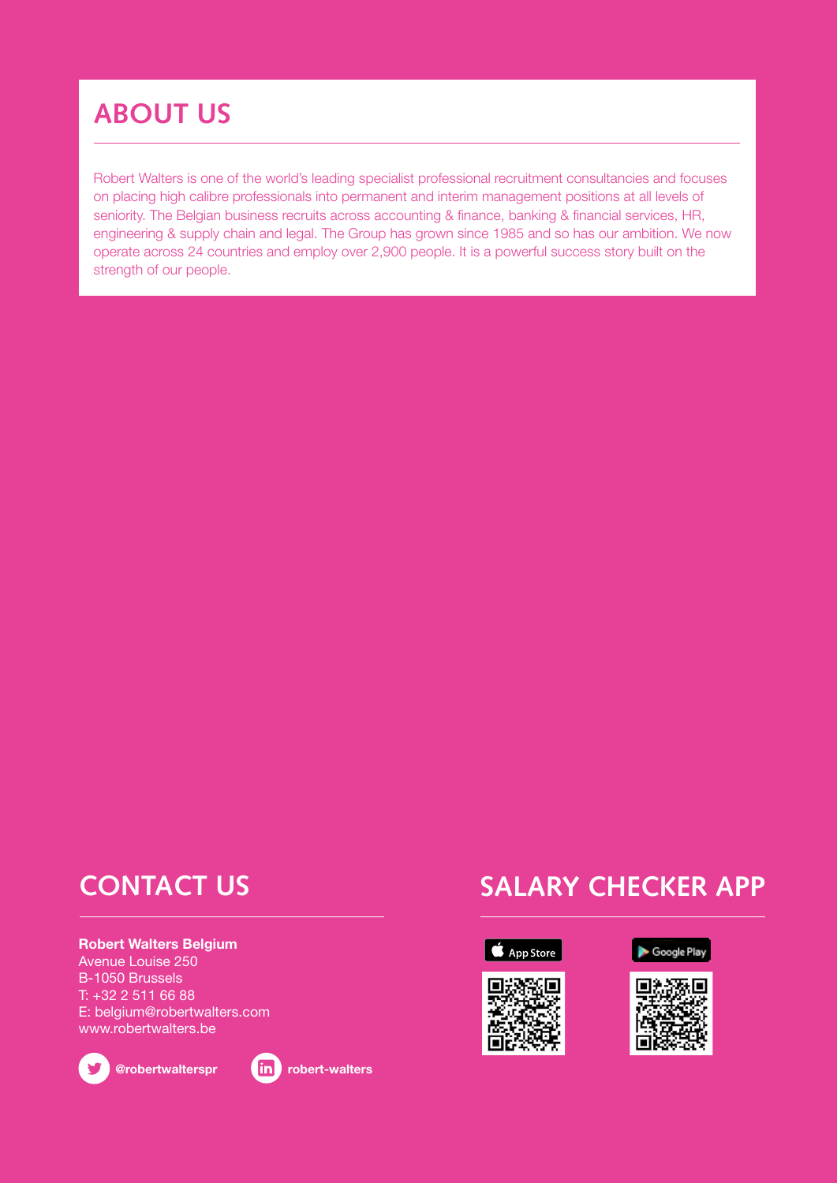## ABOUT US

Robert Walters is one of the world's leading specialist professional recruitment consultancies and focuses on placing high calibre professionals into permanent and interim management positions at all levels of seniority. The Belgian business recruits across accounting & finance, banking & financial services, HR, engineering & supply chain and legal. The Group has grown since 1985 and so has our ambition. We now operate across 24 countries and employ over 2,900 people. It is a powerful success story built on the strength of our people.

## CONTACT US

**Robert Walters Belgium**
Avenue Louise 250
B-1050 Brussels
T: +32 2 511 66 88
E: belgium@robertwalters.com
www.robertwalters.be

**@robertwalterspr**

**robert-walters**

## SALARY CHECKER APP

App Store

Google Play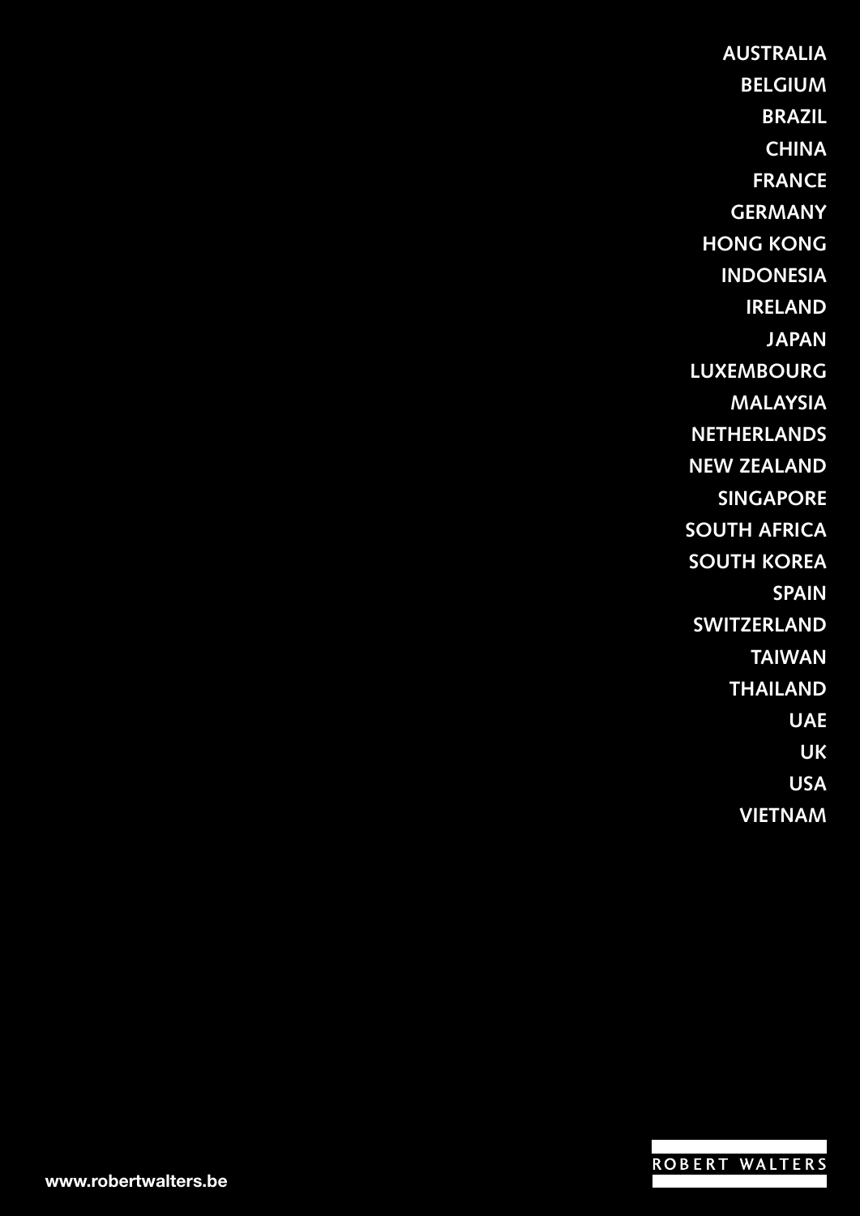AUSTRALIA
BELGIUM
BRAZIL
CHINA
FRANCE
GERMANY
HONG KONG
INDONESIA
IRELAND
JAPAN
LUXEMBOURG
MALAYSIA
NETHERLANDS
NEW ZEALAND
SINGAPORE
SOUTH AFRICA
SOUTH KOREA
SPAIN
SWITZERLAND
TAIWAN
THAILAND
UAE
UK
USA
VIETNAM

www.robertwalters.be

ROBERT WALTERS